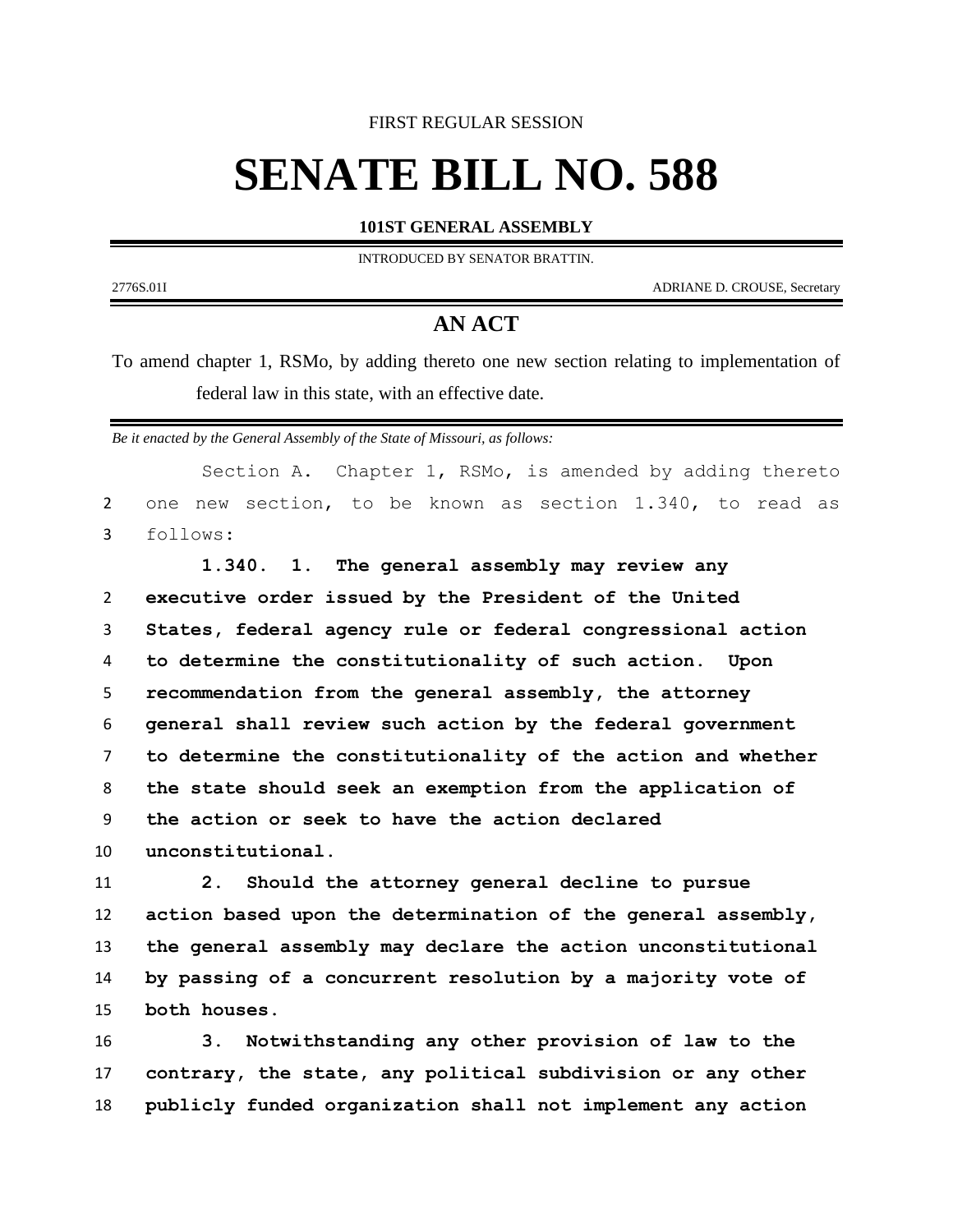FIRST REGULAR SESSION

# SENATE BILL NO. 588

**101ST GENERAL ASSEMBLY**

INTRODUCED BY SENATOR BRATTIN.

2776S.01I ADRIANE D. CROUSE, Secretary

## AN ACT

To amend chapter 1, RSMo, by adding thereto one new section relating to implementation of federal law in this state, with an effective date.

*Be it enacted by the General Assembly of the State of Missouri, as follows:*

Section A. Chapter 1, RSMo, is amended by adding thereto one new section, to be known as section 1.340, to read as follows:

**1.340. 1. The general assembly may review any executive order issued by the President of the United States, federal agency rule or federal congressional action to determine the constitutionality of such action. Upon recommendation from the general assembly, the attorney general shall review such action by the federal government to determine the constitutionality of the action and whether the state should seek an exemption from the application of the action or seek to have the action declared unconstitutional.**

**2. Should the attorney general decline to pursue action based upon the determination of the general assembly, the general assembly may declare the action unconstitutional by passing of a concurrent resolution by a majority vote of both houses.**

**3. Notwithstanding any other provision of law to the contrary, the state, any political subdivision or any other publicly funded organization shall not implement any action**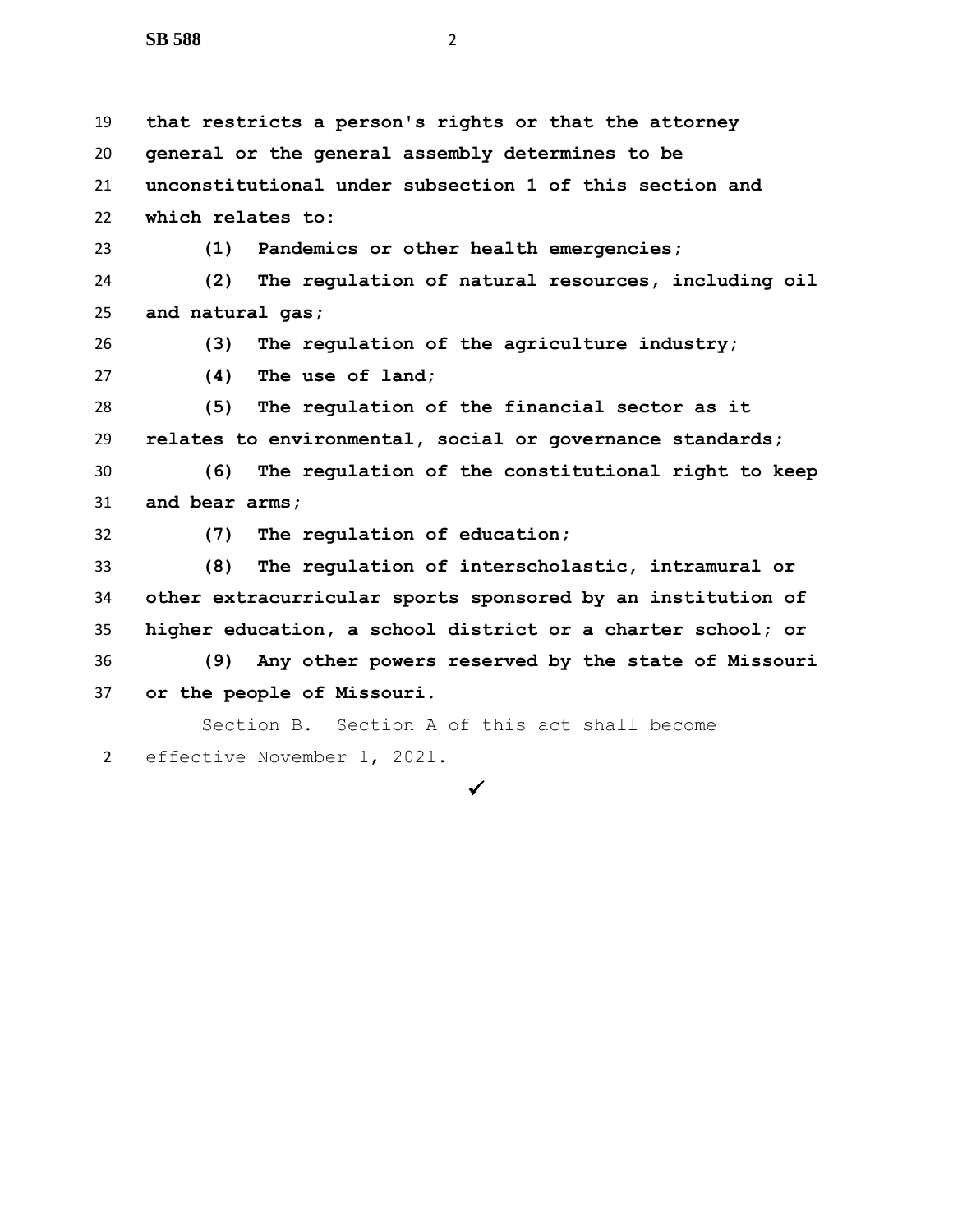**that restricts a person's rights or that the attorney general or the general assembly determines to be unconstitutional under subsection 1 of this section and which relates to:**

**(1) Pandemics or other health emergencies;**

**(2) The regulation of natural resources, including oil and natural gas;**

**(3) The regulation of the agriculture industry;**

**(4) The use of land;**

**(5) The regulation of the financial sector as it relates to environmental, social or governance standards;**

**(6) The regulation of the constitutional right to keep and bear arms;**

**(7) The regulation of education;**

**(8) The regulation of interscholastic, intramural or other extracurricular sports sponsored by an institution of higher education, a school district or a charter school; or**

**(9) Any other powers reserved by the state of Missouri or the people of Missouri.**

Section B. Section A of this act shall become effective November 1, 2021.

✔